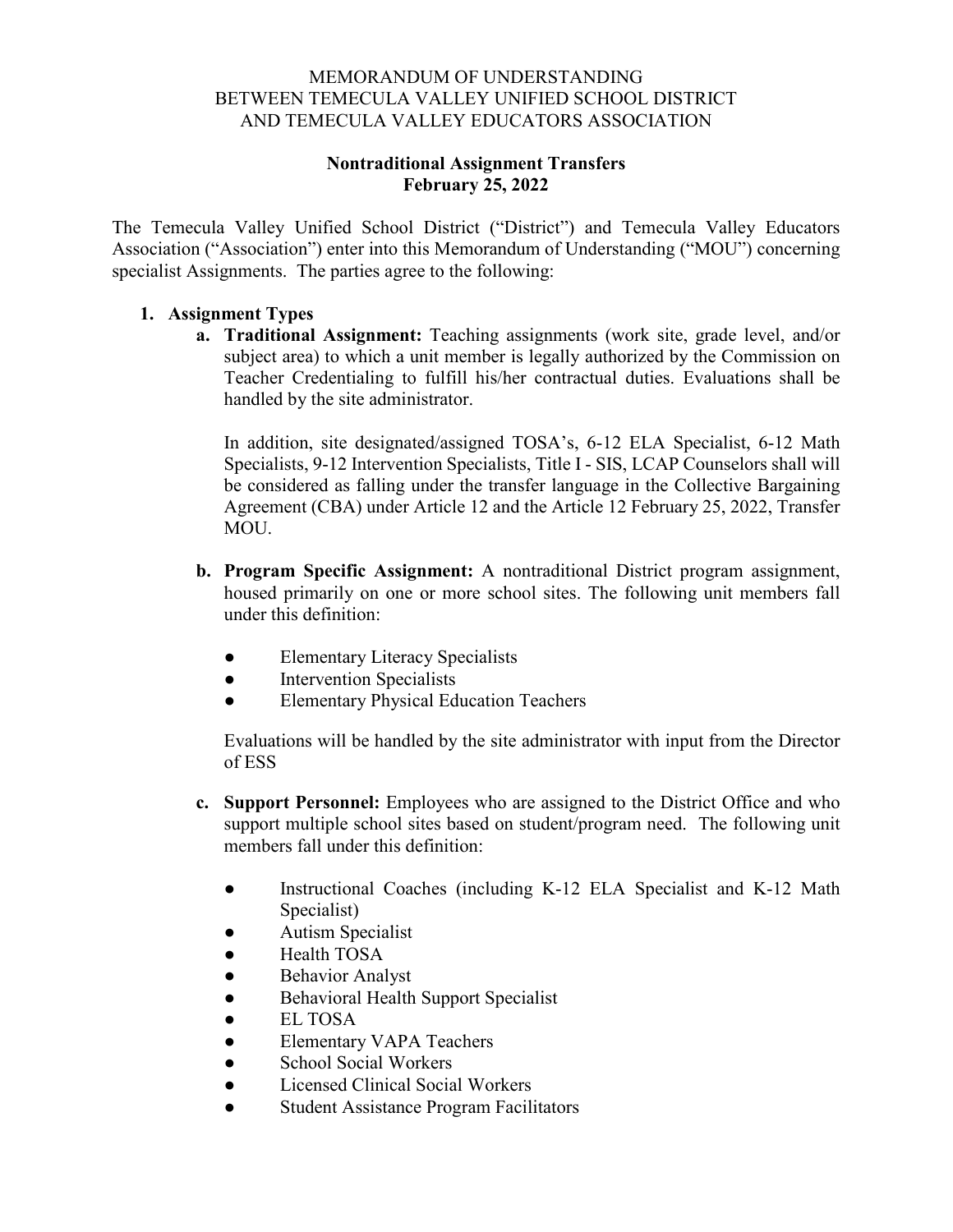MEMORANDUM OF UNDERSTANDING
BETWEEN TEMECULA VALLEY UNIFIED SCHOOL DISTRICT
AND TEMECULA VALLEY EDUCATORS ASSOCIATION

**Nontraditional Assignment Transfers**
**February 25, 2022**

The Temecula Valley Unified School District ("District") and Temecula Valley Educators Association ("Association") enter into this Memorandum of Understanding ("MOU") concerning specialist Assignments. The parties agree to the following:

1. **Assignment Types**
   a. **Traditional Assignment:** Teaching assignments (work site, grade level, and/or subject area) to which a unit member is legally authorized by the Commission on Teacher Credentialing to fulfill his/her contractual duties. Evaluations shall be handled by the site administrator.

      In addition, site designated/assigned TOSA's, 6-12 ELA Specialist, 6-12 Math Specialists, 9-12 Intervention Specialists, Title I - SIS, LCAP Counselors shall will be considered as falling under the transfer language in the Collective Bargaining Agreement (CBA) under Article 12 and the Article 12 February 25, 2022, Transfer MOU.

   b. **Program Specific Assignment:** A nontraditional District program assignment, housed primarily on one or more school sites. The following unit members fall under this definition:

      - Elementary Literacy Specialists
      - Intervention Specialists
      - Elementary Physical Education Teachers

      Evaluations will be handled by the site administrator with input from the Director of ESS

   c. **Support Personnel:** Employees who are assigned to the District Office and who support multiple school sites based on student/program need. The following unit members fall under this definition:

      - Instructional Coaches (including K-12 ELA Specialist and K-12 Math Specialist)
      - Autism Specialist
      - Health TOSA
      - Behavior Analyst
      - Behavioral Health Support Specialist
      - EL TOSA
      - Elementary VAPA Teachers
      - School Social Workers
      - Licensed Clinical Social Workers
      - Student Assistance Program Facilitators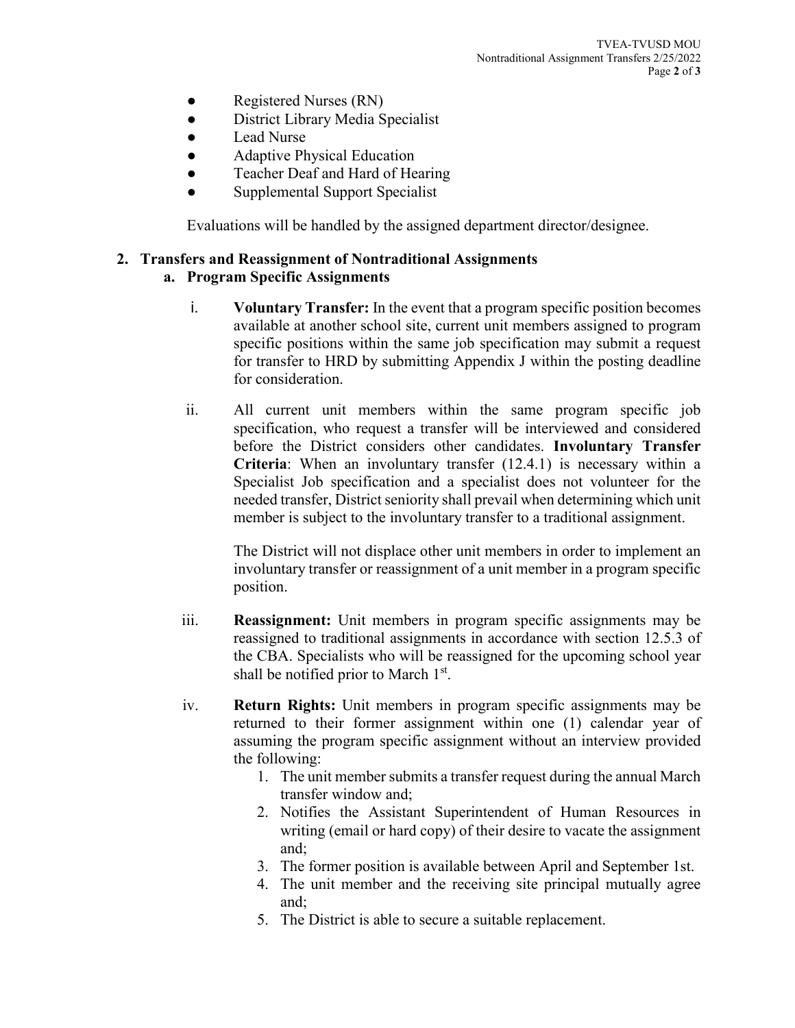- Registered Nurses (RN)
- District Library Media Specialist
- Lead Nurse
- Adaptive Physical Education
- Teacher Deaf and Hard of Hearing
- Supplemental Support Specialist

Evaluations will be handled by the assigned department director/designee.

**2. Transfers and Reassignment of Nontraditional Assignments**

**a. Program Specific Assignments**

i. **Voluntary Transfer:** In the event that a program specific position becomes available at another school site, current unit members assigned to program specific positions within the same job specification may submit a request for transfer to HRD by submitting Appendix J within the posting deadline for consideration.

ii. All current unit members within the same program specific job specification, who request a transfer will be interviewed and considered before the District considers other candidates. **Involuntary Transfer Criteria**: When an involuntary transfer (12.4.1) is necessary within a Specialist Job specification and a specialist does not volunteer for the needed transfer, District seniority shall prevail when determining which unit member is subject to the involuntary transfer to a traditional assignment.

The District will not displace other unit members in order to implement an involuntary transfer or reassignment of a unit member in a program specific position.

iii. **Reassignment:** Unit members in program specific assignments may be reassigned to traditional assignments in accordance with section 12.5.3 of the CBA. Specialists who will be reassigned for the upcoming school year shall be notified prior to March 1st.

iv. **Return Rights:** Unit members in program specific assignments may be returned to their former assignment within one (1) calendar year of assuming the program specific assignment without an interview provided the following:

1. The unit member submits a transfer request during the annual March transfer window and;
2. Notifies the Assistant Superintendent of Human Resources in writing (email or hard copy) of their desire to vacate the assignment and;
3. The former position is available between April and September 1st.
4. The unit member and the receiving site principal mutually agree and;
5. The District is able to secure a suitable replacement.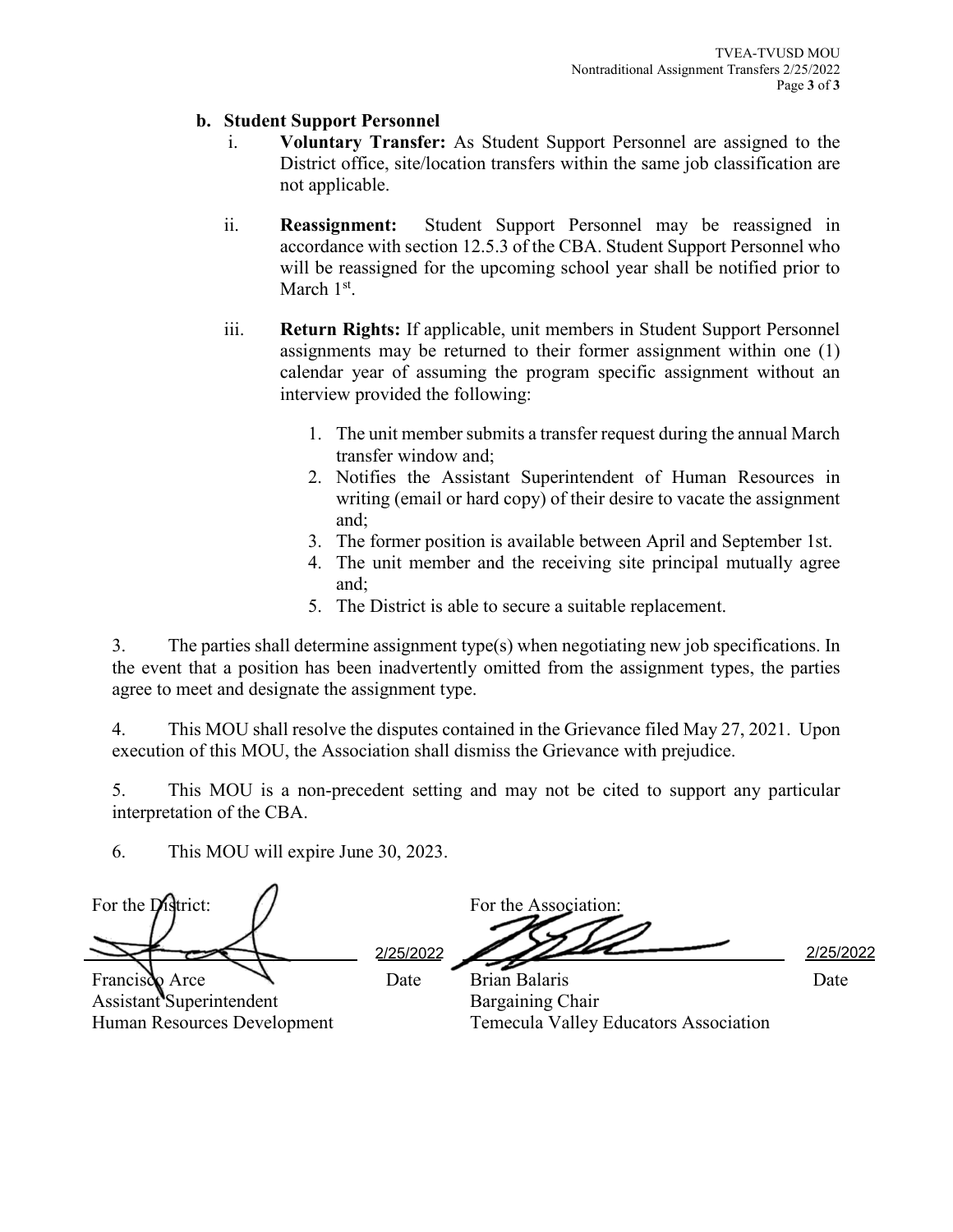**b. Student Support Personnel**

i. **Voluntary Transfer:** As Student Support Personnel are assigned to the District office, site/location transfers within the same job classification are not applicable.

ii. **Reassignment:** Student Support Personnel may be reassigned in accordance with section 12.5.3 of the CBA. Student Support Personnel who will be reassigned for the upcoming school year shall be notified prior to March 1st.

iii. **Return Rights:** If applicable, unit members in Student Support Personnel assignments may be returned to their former assignment within one (1) calendar year of assuming the program specific assignment without an interview provided the following:

1. The unit member submits a transfer request during the annual March transfer window and;
2. Notifies the Assistant Superintendent of Human Resources in writing (email or hard copy) of their desire to vacate the assignment and;
3. The former position is available between April and September 1st.
4. The unit member and the receiving site principal mutually agree and;
5. The District is able to secure a suitable replacement.

3. The parties shall determine assignment type(s) when negotiating new job specifications. In the event that a position has been inadvertently omitted from the assignment types, the parties agree to meet and designate the assignment type.

4. This MOU shall resolve the disputes contained in the Grievance filed May 27, 2021. Upon execution of this MOU, the Association shall dismiss the Grievance with prejudice.

5. This MOU is a non-precedent setting and may not be cited to support any particular interpretation of the CBA.

6. This MOU will expire June 30, 2023.

For the District:

2/25/2022

Francisco Arce — Date
Assistant Superintendent
Human Resources Development

For the Association:

2/25/2022

Brian Balaris — Date
Bargaining Chair
Temecula Valley Educators Association